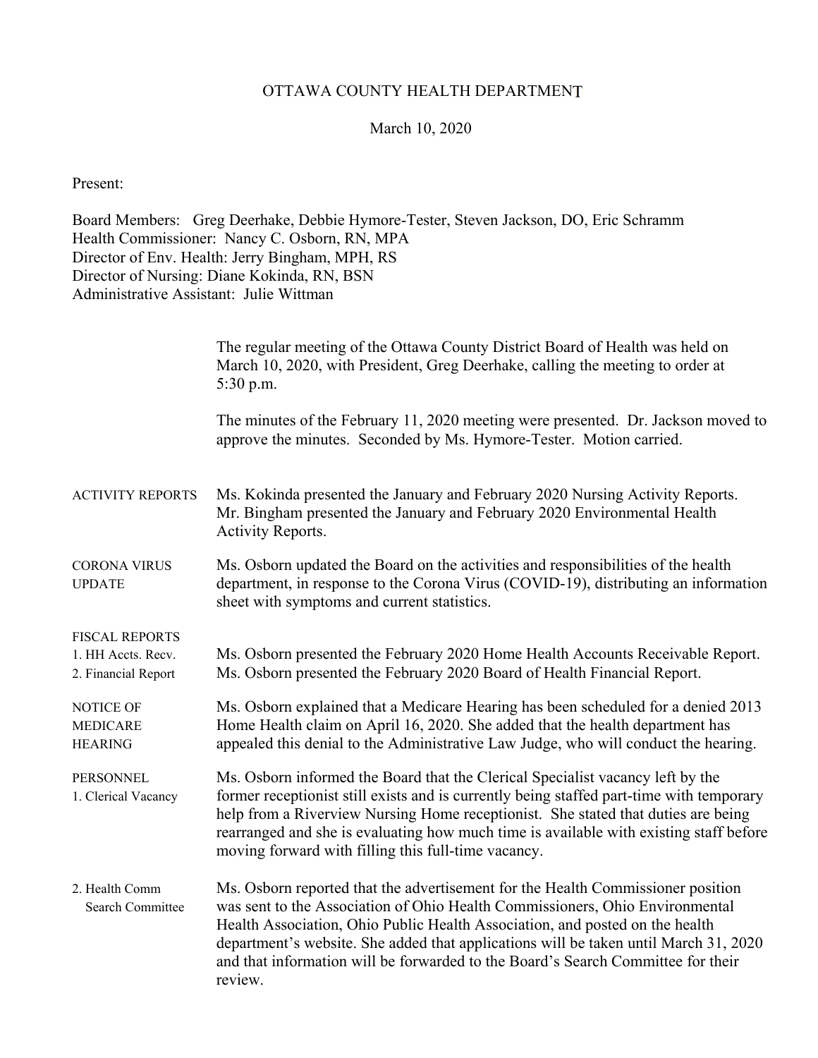# OTTAWA COUNTY HEALTH DEPARTMENT

March 10, 2020

Present:

Board Members: Greg Deerhake, Debbie Hymore-Tester, Steven Jackson, DO, Eric Schramm
Health Commissioner: Nancy C. Osborn, RN, MPA
Director of Env. Health: Jerry Bingham, MPH, RS
Director of Nursing: Diane Kokinda, RN, BSN
Administrative Assistant: Julie Wittman

The regular meeting of the Ottawa County District Board of Health was held on March 10, 2020, with President, Greg Deerhake, calling the meeting to order at 5:30 p.m.

The minutes of the February 11, 2020 meeting were presented. Dr. Jackson moved to approve the minutes. Seconded by Ms. Hymore-Tester. Motion carried.

**ACTIVITY REPORTS**

Ms. Kokinda presented the January and February 2020 Nursing Activity Reports. Mr. Bingham presented the January and February 2020 Environmental Health Activity Reports.

**CORONA VIRUS UPDATE**

Ms. Osborn updated the Board on the activities and responsibilities of the health department, in response to the Corona Virus (COVID-19), distributing an information sheet with symptoms and current statistics.

**FISCAL REPORTS**

1. HH Accts. Recv. — Ms. Osborn presented the February 2020 Home Health Accounts Receivable Report.
2. Financial Report — Ms. Osborn presented the February 2020 Board of Health Financial Report.

**NOTICE OF MEDICARE HEARING**

Ms. Osborn explained that a Medicare Hearing has been scheduled for a denied 2013 Home Health claim on April 16, 2020. She added that the health department has appealed this denial to the Administrative Law Judge, who will conduct the hearing.

**PERSONNEL**

1. Clerical Vacancy — Ms. Osborn informed the Board that the Clerical Specialist vacancy left by the former receptionist still exists and is currently being staffed part-time with temporary help from a Riverview Nursing Home receptionist. She stated that duties are being rearranged and she is evaluating how much time is available with existing staff before moving forward with filling this full-time vacancy.

2. Health Comm Search Committee — Ms. Osborn reported that the advertisement for the Health Commissioner position was sent to the Association of Ohio Health Commissioners, Ohio Environmental Health Association, Ohio Public Health Association, and posted on the health department's website. She added that applications will be taken until March 31, 2020 and that information will be forwarded to the Board's Search Committee for their review.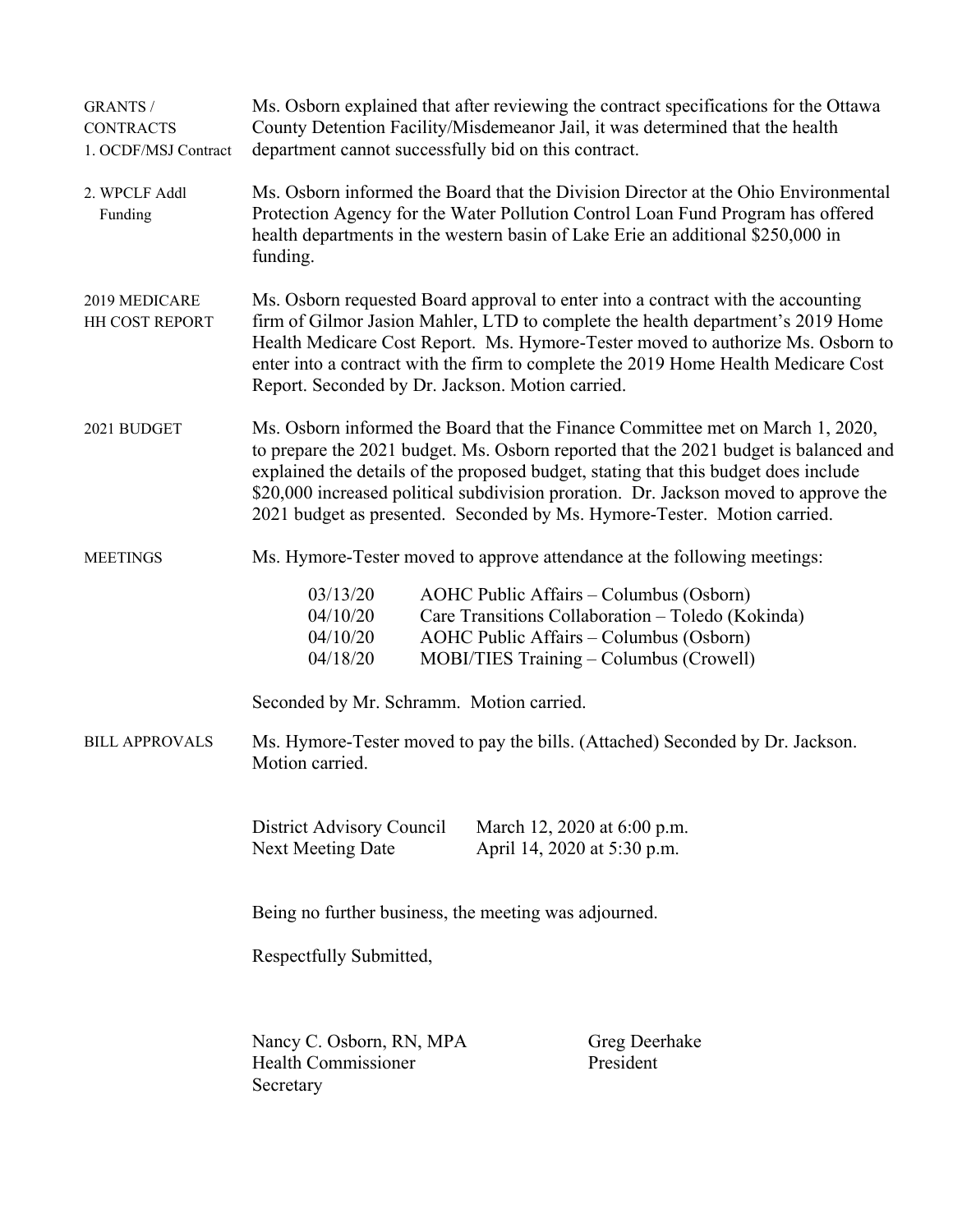**GRANTS / CONTRACTS**

**1. OCDF/MSJ Contract**

Ms. Osborn explained that after reviewing the contract specifications for the Ottawa County Detention Facility/Misdemeanor Jail, it was determined that the health department cannot successfully bid on this contract.

**2. WPCLF Addl Funding**

Ms. Osborn informed the Board that the Division Director at the Ohio Environmental Protection Agency for the Water Pollution Control Loan Fund Program has offered health departments in the western basin of Lake Erie an additional $250,000 in funding.

**2019 MEDICARE HH COST REPORT**

Ms. Osborn requested Board approval to enter into a contract with the accounting firm of Gilmor Jasion Mahler, LTD to complete the health department's 2019 Home Health Medicare Cost Report. Ms. Hymore-Tester moved to authorize Ms. Osborn to enter into a contract with the firm to complete the 2019 Home Health Medicare Cost Report. Seconded by Dr. Jackson. Motion carried.

**2021 BUDGET**

Ms. Osborn informed the Board that the Finance Committee met on March 1, 2020, to prepare the 2021 budget. Ms. Osborn reported that the 2021 budget is balanced and explained the details of the proposed budget, stating that this budget does include $20,000 increased political subdivision proration. Dr. Jackson moved to approve the 2021 budget as presented. Seconded by Ms. Hymore-Tester. Motion carried.

**MEETINGS**

Ms. Hymore-Tester moved to approve attendance at the following meetings:

| | |
|---|---|
| 03/13/20 | AOHC Public Affairs – Columbus (Osborn) |
| 04/10/20 | Care Transitions Collaboration – Toledo (Kokinda) |
| 04/10/20 | AOHC Public Affairs – Columbus (Osborn) |
| 04/18/20 | MOBI/TIES Training – Columbus (Crowell) |

Seconded by Mr. Schramm. Motion carried.

**BILL APPROVALS**

Ms. Hymore-Tester moved to pay the bills. (Attached) Seconded by Dr. Jackson. Motion carried.

| | |
|---|---|
| District Advisory Council | March 12, 2020 at 6:00 p.m. |
| Next Meeting Date | April 14, 2020 at 5:30 p.m. |

Being no further business, the meeting was adjourned.

Respectfully Submitted,

Nancy C. Osborn, RN, MPA
Health Commissioner
Secretary

Greg Deerhake
President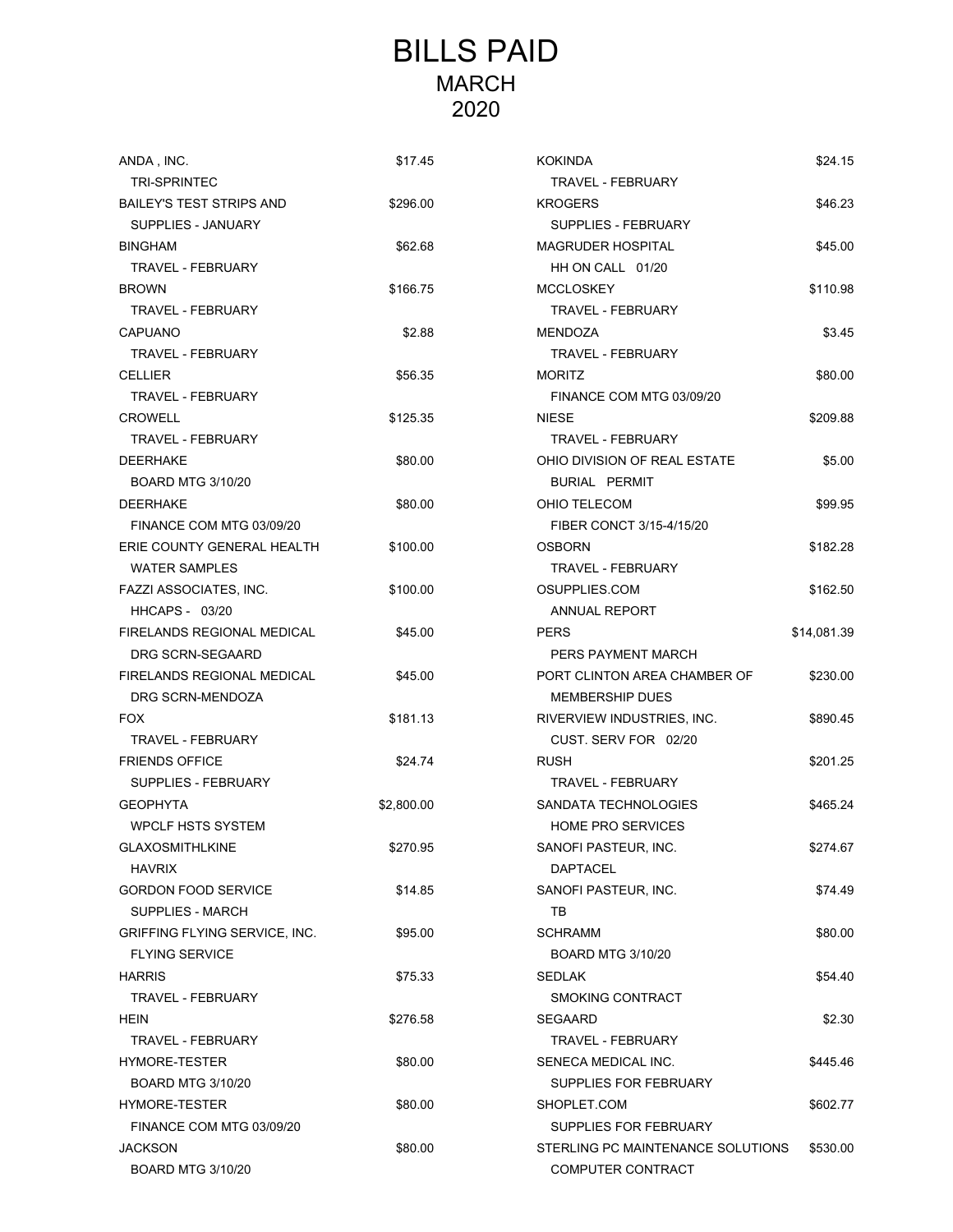# BILLS PAID
## MARCH
## 2020

| Vendor / Description | Amount |
|---|---|
| ANDA , INC.<br>TRI-SPRINTEC | $17.45 |
| BAILEY'S TEST STRIPS AND<br>SUPPLIES - JANUARY | $296.00 |
| BINGHAM<br>TRAVEL - FEBRUARY | $62.68 |
| BROWN<br>TRAVEL - FEBRUARY | $166.75 |
| CAPUANO<br>TRAVEL - FEBRUARY | $2.88 |
| CELLIER<br>TRAVEL - FEBRUARY | $56.35 |
| CROWELL<br>TRAVEL - FEBRUARY | $125.35 |
| DEERHAKE<br>BOARD MTG 3/10/20 | $80.00 |
| DEERHAKE<br>FINANCE COM MTG 03/09/20 | $80.00 |
| ERIE COUNTY GENERAL HEALTH<br>WATER SAMPLES | $100.00 |
| FAZZI ASSOCIATES, INC.<br>HHCAPS - 03/20 | $100.00 |
| FIRELANDS REGIONAL MEDICAL<br>DRG SCRN-SEGAARD | $45.00 |
| FIRELANDS REGIONAL MEDICAL<br>DRG SCRN-MENDOZA | $45.00 |
| FOX<br>TRAVEL - FEBRUARY | $181.13 |
| FRIENDS OFFICE<br>SUPPLIES - FEBRUARY | $24.74 |
| GEOPHYTA<br>WPCLF HSTS SYSTEM | $2,800.00 |
| GLAXOSMITHLKINE<br>HAVRIX | $270.95 |
| GORDON FOOD SERVICE<br>SUPPLIES - MARCH | $14.85 |
| GRIFFING FLYING SERVICE, INC.<br>FLYING SERVICE | $95.00 |
| HARRIS<br>TRAVEL - FEBRUARY | $75.33 |
| HEIN<br>TRAVEL - FEBRUARY | $276.58 |
| HYMORE-TESTER<br>BOARD MTG 3/10/20 | $80.00 |
| HYMORE-TESTER<br>FINANCE COM MTG 03/09/20 | $80.00 |
| JACKSON<br>BOARD MTG 3/10/20 | $80.00 |
| KOKINDA<br>TRAVEL - FEBRUARY | $24.15 |
| KROGERS<br>SUPPLIES - FEBRUARY | $46.23 |
| MAGRUDER HOSPITAL<br>HH ON CALL 01/20 | $45.00 |
| MCCLOSKEY<br>TRAVEL - FEBRUARY | $110.98 |
| MENDOZA<br>TRAVEL - FEBRUARY | $3.45 |
| MORITZ<br>FINANCE COM MTG 03/09/20 | $80.00 |
| NIESE<br>TRAVEL - FEBRUARY | $209.88 |
| OHIO DIVISION OF REAL ESTATE<br>BURIAL PERMIT | $5.00 |
| OHIO TELECOM<br>FIBER CONCT 3/15-4/15/20 | $99.95 |
| OSBORN<br>TRAVEL - FEBRUARY | $182.28 |
| OSUPPLIES.COM<br>ANNUAL REPORT | $162.50 |
| PERS<br>PERS PAYMENT MARCH | $14,081.39 |
| PORT CLINTON AREA CHAMBER OF<br>MEMBERSHIP DUES | $230.00 |
| RIVERVIEW INDUSTRIES, INC.<br>CUST. SERV FOR 02/20 | $890.45 |
| RUSH<br>TRAVEL - FEBRUARY | $201.25 |
| SANDATA TECHNOLOGIES<br>HOME PRO SERVICES | $465.24 |
| SANOFI PASTEUR, INC.<br>DAPTACEL | $274.67 |
| SANOFI PASTEUR, INC.<br>TB | $74.49 |
| SCHRAMM<br>BOARD MTG 3/10/20 | $80.00 |
| SEDLAK<br>SMOKING CONTRACT | $54.40 |
| SEGAARD<br>TRAVEL - FEBRUARY | $2.30 |
| SENECA MEDICAL INC.<br>SUPPLIES FOR FEBRUARY | $445.46 |
| SHOPLET.COM<br>SUPPLIES FOR FEBRUARY | $602.77 |
| STERLING PC MAINTENANCE SOLUTIONS<br>COMPUTER CONTRACT | $530.00 |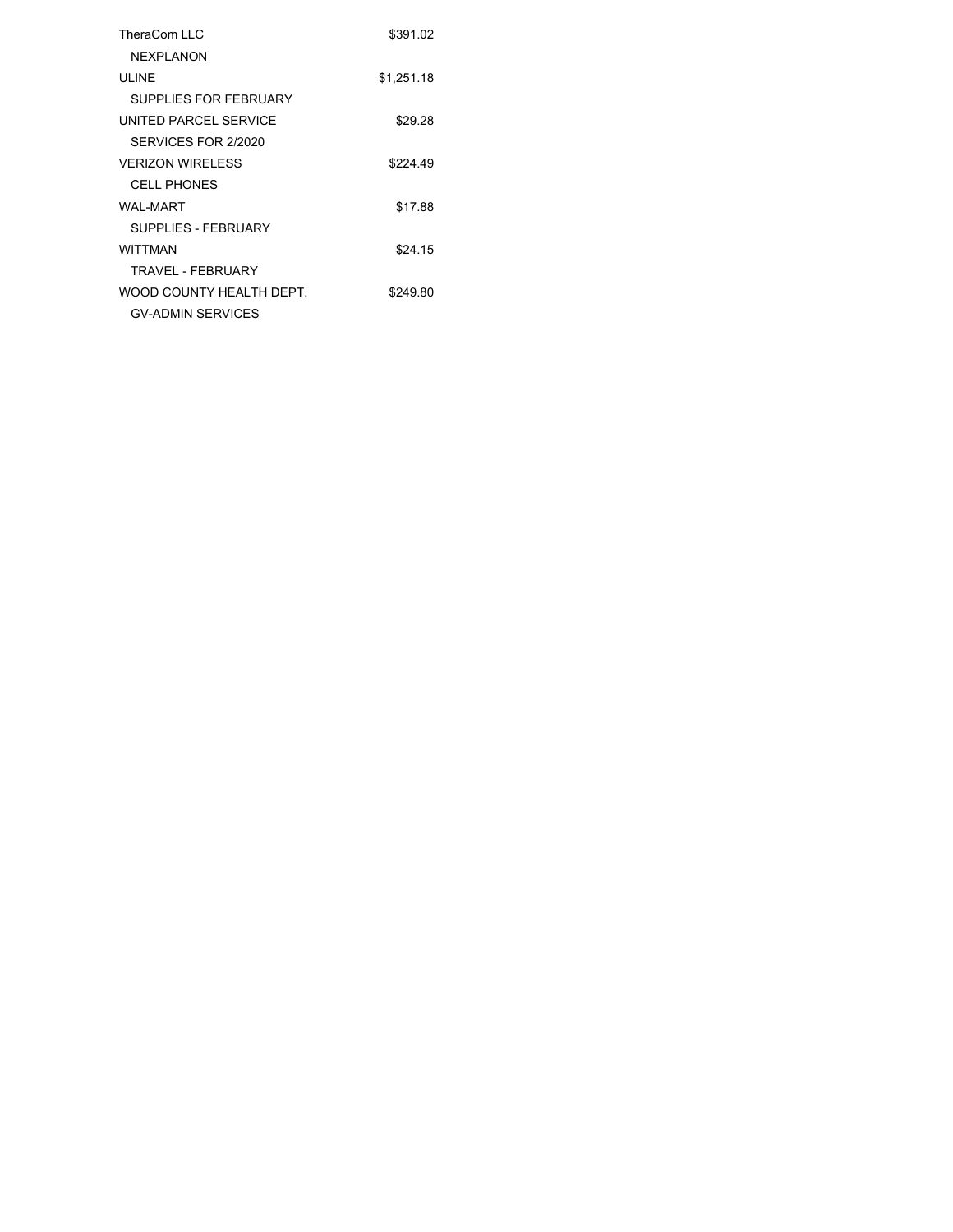| | |
|---|---|
| TheraCom LLC | $391.02 |
| NEXPLANON | |
| ULINE | $1,251.18 |
| SUPPLIES FOR FEBRUARY | |
| UNITED PARCEL SERVICE | $29.28 |
| SERVICES FOR 2/2020 | |
| VERIZON WIRELESS | $224.49 |
| CELL PHONES | |
| WAL-MART | $17.88 |
| SUPPLIES - FEBRUARY | |
| WITTMAN | $24.15 |
| TRAVEL - FEBRUARY | |
| WOOD COUNTY HEALTH DEPT. | $249.80 |
| GV-ADMIN SERVICES | |